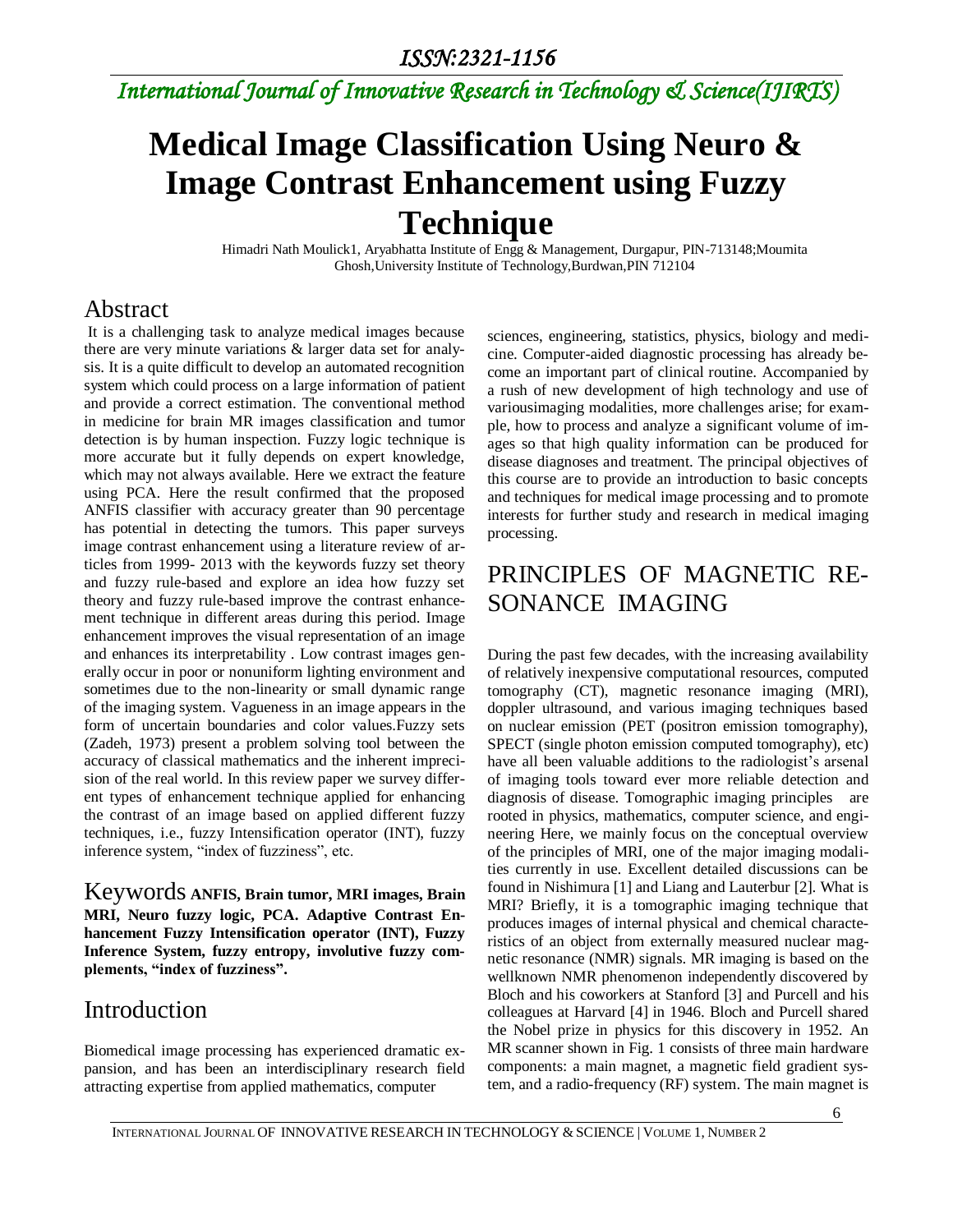# Medical Image Classification Using Neuro & Image Contrast Enhancement using Fuzzy Technique

Himadri Nath Moulick1, Aryabhatta Institute of Engg & Management, Durgapur, PIN-713148;Moumita Ghosh,University Institute of Technology,Burdwan,PIN 712104

## Abstract

It is a challenging task to analyze medical images because there are very minute variations & larger data set for analysis. It is a quite difficult to develop an automated recognition system which could process on a large information of patient and provide a correct estimation. The conventional method in medicine for brain MR images classification and tumor detection is by human inspection. Fuzzy logic technique is more accurate but it fully depends on expert knowledge, which may not always available. Here we extract the feature using PCA. Here the result confirmed that the proposed ANFIS classifier with accuracy greater than 90 percentage has potential in detecting the tumors. This paper surveys image contrast enhancement using a literature review of articles from 1999- 2013 with the keywords fuzzy set theory and fuzzy rule-based and explore an idea how fuzzy set theory and fuzzy rule-based improve the contrast enhancement technique in different areas during this period. Image enhancement improves the visual representation of an image and enhances its interpretability . Low contrast images generally occur in poor or nonuniform lighting environment and sometimes due to the non-linearity or small dynamic range of the imaging system. Vagueness in an image appears in the form of uncertain boundaries and color values.Fuzzy sets (Zadeh, 1973) present a problem solving tool between the accuracy of classical mathematics and the inherent imprecision of the real world. In this review paper we survey different types of enhancement technique applied for enhancing the contrast of an image based on applied different fuzzy techniques, i.e., fuzzy Intensification operator (INT), fuzzy inference system, "index of fuzziness", etc.

## Keywords

**ANFIS, Brain tumor, MRI images, Brain MRI, Neuro fuzzy logic, PCA. Adaptive Contrast Enhancement Fuzzy Intensification operator (INT), Fuzzy Inference System, fuzzy entropy, involutive fuzzy complements, "index of fuzziness".**

## Introduction

Biomedical image processing has experienced dramatic expansion, and has been an interdisciplinary research field attracting expertise from applied mathematics, computer sciences, engineering, statistics, physics, biology and medicine. Computer-aided diagnostic processing has already become an important part of clinical routine. Accompanied by a rush of new development of high technology and use of variousimaging modalities, more challenges arise; for example, how to process and analyze a significant volume of images so that high quality information can be produced for disease diagnoses and treatment. The principal objectives of this course are to provide an introduction to basic concepts and techniques for medical image processing and to promote interests for further study and research in medical imaging processing.

## PRINCIPLES OF MAGNETIC RESONANCE IMAGING

During the past few decades, with the increasing availability of relatively inexpensive computational resources, computed tomography (CT), magnetic resonance imaging (MRI), doppler ultrasound, and various imaging techniques based on nuclear emission (PET (positron emission tomography), SPECT (single photon emission computed tomography), etc) have all been valuable additions to the radiologist's arsenal of imaging tools toward ever more reliable detection and diagnosis of disease. Tomographic imaging principles are rooted in physics, mathematics, computer science, and engineering Here, we mainly focus on the conceptual overview of the principles of MRI, one of the major imaging modalities currently in use. Excellent detailed discussions can be found in Nishimura [1] and Liang and Lauterbur [2]. What is MRI? Briefly, it is a tomographic imaging technique that produces images of internal physical and chemical characteristics of an object from externally measured nuclear magnetic resonance (NMR) signals. MR imaging is based on the wellknown NMR phenomenon independently discovered by Bloch and his coworkers at Stanford [3] and Purcell and his colleagues at Harvard [4] in 1946. Bloch and Purcell shared the Nobel prize in physics for this discovery in 1952. An MR scanner shown in Fig. 1 consists of three main hardware components: a main magnet, a magnetic field gradient system, and a radio-frequency (RF) system. The main magnet is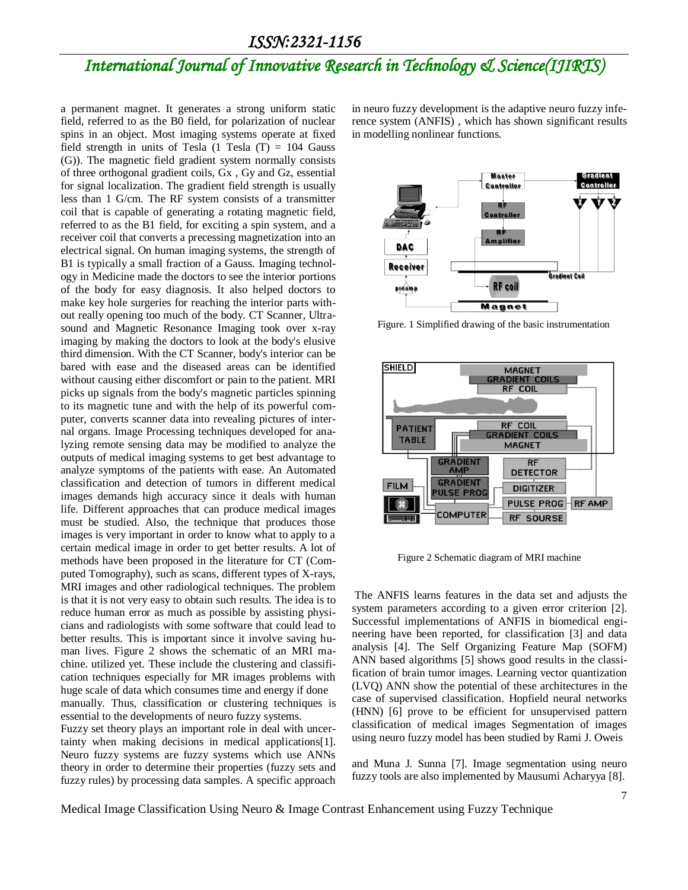a permanent magnet. It generates a strong uniform static field, referred to as the B0 field, for polarization of nuclear spins in an object. Most imaging systems operate at fixed field strength in units of Tesla (1 Tesla (T) = 104 Gauss (G)). The magnetic field gradient system normally consists of three orthogonal gradient coils, Gx , Gy and Gz, essential for signal localization. The gradient field strength is usually less than 1 G/cm. The RF system consists of a transmitter coil that is capable of generating a rotating magnetic field, referred to as the B1 field, for exciting a spin system, and a receiver coil that converts a precessing magnetization into an electrical signal. On human imaging systems, the strength of B1 is typically a small fraction of a Gauss. Imaging technology in Medicine made the doctors to see the interior portions of the body for easy diagnosis. It also helped doctors to make key hole surgeries for reaching the interior parts without really opening too much of the body. CT Scanner, Ultrasound and Magnetic Resonance Imaging took over x-ray imaging by making the doctors to look at the body's elusive third dimension. With the CT Scanner, body's interior can be bared with ease and the diseased areas can be identified without causing either discomfort or pain to the patient. MRI picks up signals from the body's magnetic particles spinning to its magnetic tune and with the help of its powerful computer, converts scanner data into revealing pictures of internal organs. Image Processing techniques developed for analyzing remote sensing data may be modified to analyze the outputs of medical imaging systems to get best advantage to analyze symptoms of the patients with ease. An Automated classification and detection of tumors in different medical images demands high accuracy since it deals with human life. Different approaches that can produce medical images must be studied. Also, the technique that produces those images is very important in order to know what to apply to a certain medical image in order to get better results. A lot of methods have been proposed in the literature for CT (Computed Tomography), such as scans, different types of X-rays, MRI images and other radiological techniques. The problem is that it is not very easy to obtain such results. The idea is to reduce human error as much as possible by assisting physicians and radiologists with some software that could lead to better results. This is important since it involve saving human lives. Figure 2 shows the schematic of an MRI machine. utilized yet. These include the clustering and classification techniques especially for MR images problems with huge scale of data which consumes time and energy if done manually. Thus, classification or clustering techniques is essential to the developments of neuro fuzzy systems.

Fuzzy set theory plays an important role in deal with uncertainty when making decisions in medical applications[1]. Neuro fuzzy systems are fuzzy systems which use ANNs theory in order to determine their properties (fuzzy sets and fuzzy rules) by processing data samples. A specific approach in neuro fuzzy development is the adaptive neuro fuzzy inference system (ANFIS) , which has shown significant results in modelling nonlinear functions.

Figure. 1 Simplified drawing of the basic instrumentation

Figure 2 Schematic diagram of MRI machine

The ANFIS learns features in the data set and adjusts the system parameters according to a given error criterion [2]. Successful implementations of ANFIS in biomedical engineering have been reported, for classification [3] and data analysis [4]. The Self Organizing Feature Map (SOFM) ANN based algorithms [5] shows good results in the classification of brain tumor images. Learning vector quantization (LVQ) ANN show the potential of these architectures in the case of supervised classification. Hopfield neural networks (HNN) [6] prove to be efficient for unsupervised pattern classification of medical images Segmentation of images using neuro fuzzy model has been studied by Rami J. Oweis and Muna J. Sunna [7]. Image segmentation using neuro fuzzy tools are also implemented by Mausumi Acharyya [8].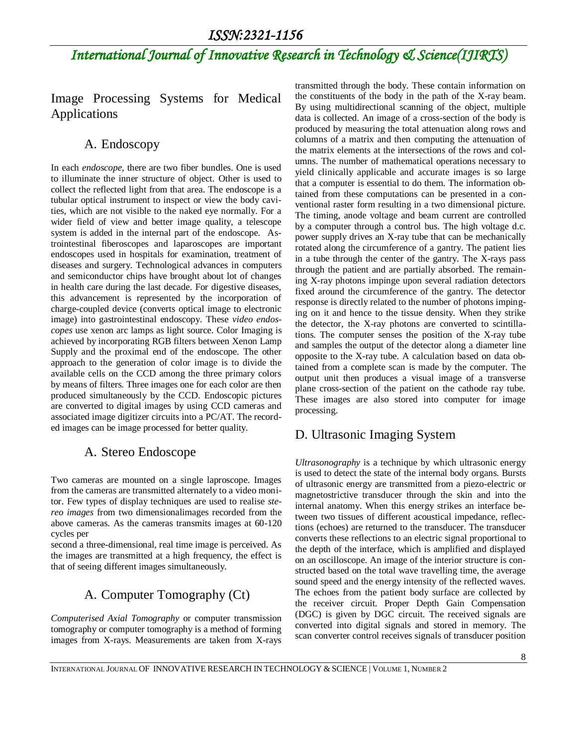## Image Processing Systems for Medical Applications

### A. Endoscopy

In each *endoscope*, there are two fiber bundles. One is used to illuminate the inner structure of object. Other is used to collect the reflected light from that area. The endoscope is a tubular optical instrument to inspect or view the body cavities, which are not visible to the naked eye normally. For a wider field of view and better image quality, a telescope system is added in the internal part of the endoscope. Astrointestinal fiberoscopes and laparoscopes are important endoscopes used in hospitals for examination, treatment of diseases and surgery. Technological advances in computers and semiconductor chips have brought about lot of changes in health care during the last decade. For digestive diseases, this advancement is represented by the incorporation of charge-coupled device (converts optical image to electronic image) into gastrointestinal endoscopy. These *video endoscopes* use xenon arc lamps as light source. Color Imaging is achieved by incorporating RGB filters between Xenon Lamp Supply and the proximal end of the endoscope. The other approach to the generation of color image is to divide the available cells on the CCD among the three primary colors by means of filters. Three images one for each color are then produced simultaneously by the CCD. Endoscopic pictures are converted to digital images by using CCD cameras and associated image digitizer circuits into a PC/AT. The recorded images can be image processed for better quality.

### A. Stereo Endoscope

Two cameras are mounted on a single laproscope. Images from the cameras are transmitted alternately to a video monitor. Few types of display techniques are used to realise *stereo images* from two dimensionalimages recorded from the above cameras. As the cameras transmits images at 60-120 cycles per

second a three-dimensional, real time image is perceived. As the images are transmitted at a high frequency, the effect is that of seeing different images simultaneously.

### A. Computer Tomography (Ct)

*Computerised Axial Tomography* or computer transmission tomography or computer tomography is a method of forming images from X-rays. Measurements are taken from X-rays transmitted through the body. These contain information on the constituents of the body in the path of the X-ray beam. By using multidirectional scanning of the object, multiple data is collected. An image of a cross-section of the body is produced by measuring the total attenuation along rows and columns of a matrix and then computing the attenuation of the matrix elements at the intersections of the rows and columns. The number of mathematical operations necessary to yield clinically applicable and accurate images is so large that a computer is essential to do them. The information obtained from these computations can be presented in a conventional raster form resulting in a two dimensional picture. The timing, anode voltage and beam current are controlled by a computer through a control bus. The high voltage d.c. power supply drives an X-ray tube that can be mechanically rotated along the circumference of a gantry. The patient lies in a tube through the center of the gantry. The X-rays pass through the patient and are partially absorbed. The remaining X-ray photons impinge upon several radiation detectors fixed around the circumference of the gantry. The detector response is directly related to the number of photons impinging on it and hence to the tissue density. When they strike the detector, the X-ray photons are converted to scintillations. The computer senses the position of the X-ray tube and samples the output of the detector along a diameter line opposite to the X-ray tube. A calculation based on data obtained from a complete scan is made by the computer. The output unit then produces a visual image of a transverse plane cross-section of the patient on the cathode ray tube. These images are also stored into computer for image processing.

### D. Ultrasonic Imaging System

*Ultrasonography* is a technique by which ultrasonic energy is used to detect the state of the internal body organs. Bursts of ultrasonic energy are transmitted from a piezo-electric or magnetostrictive transducer through the skin and into the internal anatomy. When this energy strikes an interface between two tissues of different acoustical impedance, reflections (echoes) are returned to the transducer. The transducer converts these reflections to an electric signal proportional to the depth of the interface, which is amplified and displayed on an oscilloscope. An image of the interior structure is constructed based on the total wave travelling time, the average sound speed and the energy intensity of the reflected waves. The echoes from the patient body surface are collected by the receiver circuit. Proper Depth Gain Compensation (DGC) is given by DGC circuit. The received signals are converted into digital signals and stored in memory. The scan converter control receives signals of transducer position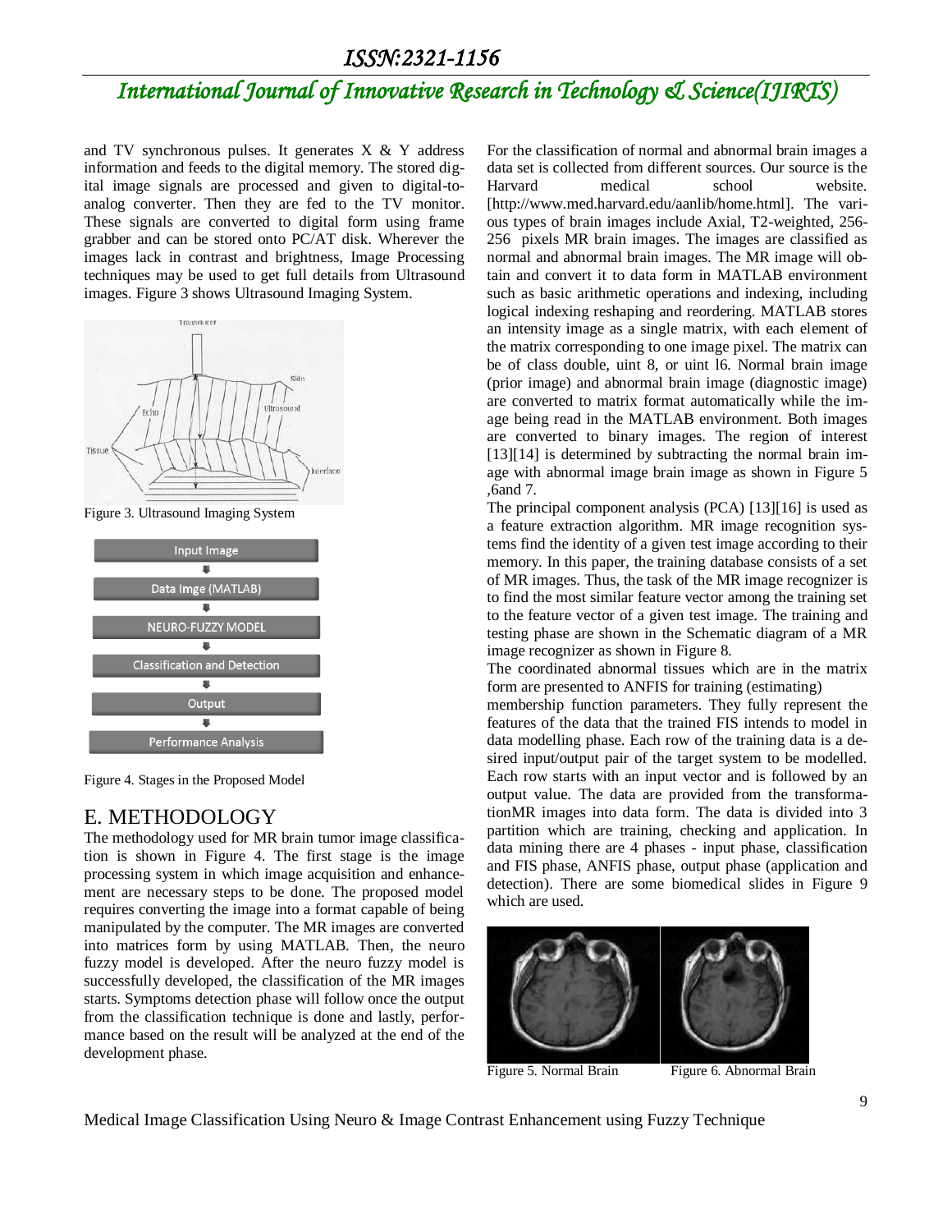and TV synchronous pulses. It generates X & Y address information and feeds to the digital memory. The stored digital image signals are processed and given to digital-to-analog converter. Then they are fed to the TV monitor. These signals are converted to digital form using frame grabber and can be stored onto PC/AT disk. Wherever the images lack in contrast and brightness, Image Processing techniques may be used to get full details from Ultrasound images. Figure 3 shows Ultrasound Imaging System.

Figure 3. Ultrasound Imaging System

Input Image → Data Imge (MATLAB) → NEURO-FUZZY MODEL → Classification and Detection → Output → Performance Analysis

Figure 4. Stages in the Proposed Model

## E. METHODOLOGY

The methodology used for MR brain tumor image classification is shown in Figure 4. The first stage is the image processing system in which image acquisition and enhancement are necessary steps to be done. The proposed model requires converting the image into a format capable of being manipulated by the computer. The MR images are converted into matrices form by using MATLAB. Then, the neuro fuzzy model is developed. After the neuro fuzzy model is successfully developed, the classification of the MR images starts. Symptoms detection phase will follow once the output from the classification technique is done and lastly, performance based on the result will be analyzed at the end of the development phase.

For the classification of normal and abnormal brain images a data set is collected from different sources. Our source is the Harvard medical school website. [http://www.med.harvard.edu/aanlib/home.html]. The various types of brain images include Axial, T2-weighted, 256-256 pixels MR brain images. The images are classified as normal and abnormal brain images. The MR image will obtain and convert it to data form in MATLAB environment such as basic arithmetic operations and indexing, including logical indexing reshaping and reordering. MATLAB stores an intensity image as a single matrix, with each element of the matrix corresponding to one image pixel. The matrix can be of class double, uint 8, or uint l6. Normal brain image (prior image) and abnormal brain image (diagnostic image) are converted to matrix format automatically while the image being read in the MATLAB environment. Both images are converted to binary images. The region of interest [13][14] is determined by subtracting the normal brain image with abnormal image brain image as shown in Figure 5 ,6and 7.

The principal component analysis (PCA) [13][16] is used as a feature extraction algorithm. MR image recognition systems find the identity of a given test image according to their memory. In this paper, the training database consists of a set of MR images. Thus, the task of the MR image recognizer is to find the most similar feature vector among the training set to the feature vector of a given test image. The training and testing phase are shown in the Schematic diagram of a MR image recognizer as shown in Figure 8.

The coordinated abnormal tissues which are in the matrix form are presented to ANFIS for training (estimating) membership function parameters. They fully represent the features of the data that the trained FIS intends to model in data modelling phase. Each row of the training data is a desired input/output pair of the target system to be modelled. Each row starts with an input vector and is followed by an output value. The data are provided from the transformationMR images into data form. The data is divided into 3 partition which are training, checking and application. In data mining there are 4 phases - input phase, classification and FIS phase, ANFIS phase, output phase (application and detection). There are some biomedical slides in Figure 9 which are used.

Figure 5. Normal Brain

Figure 6. Abnormal Brain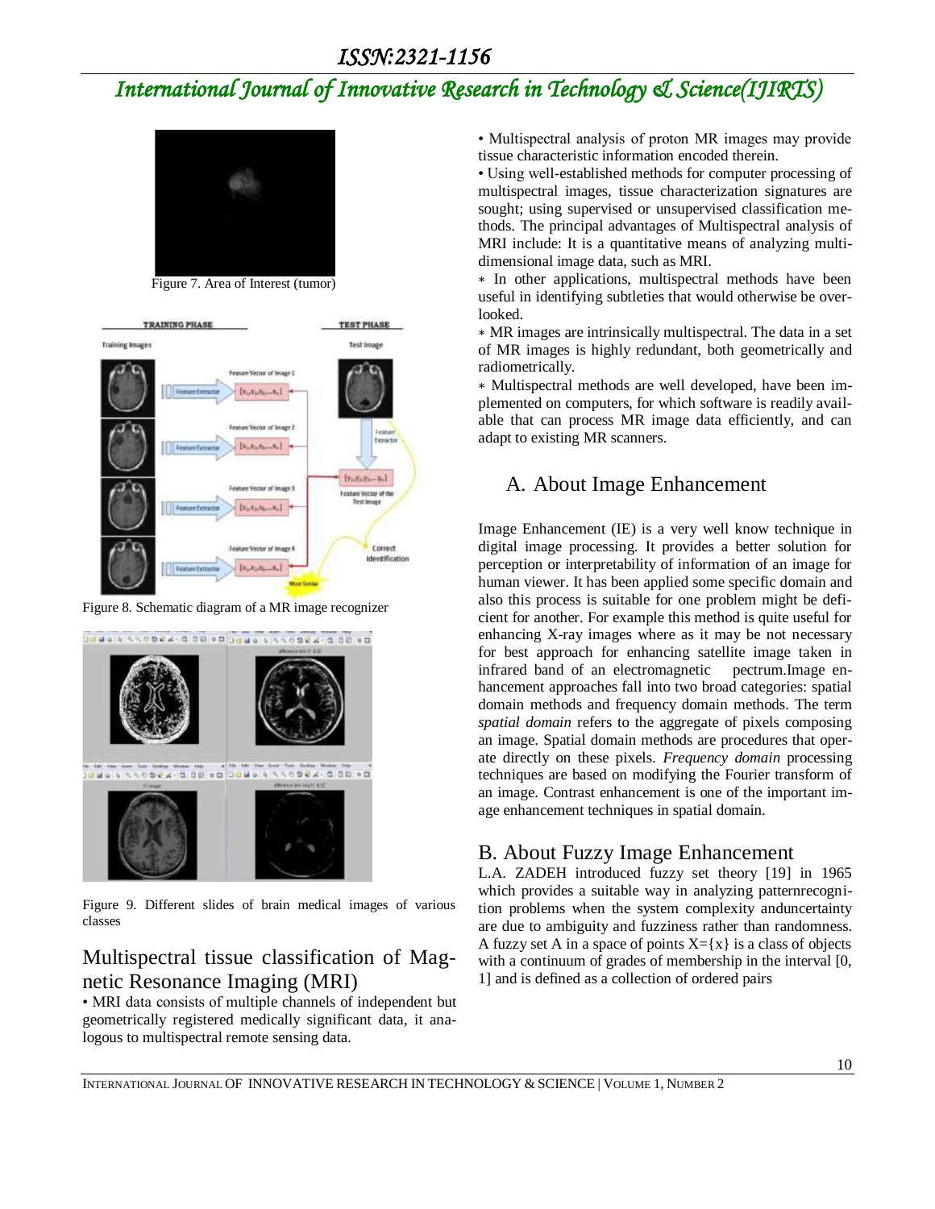Figure 7. Area of Interest (tumor)

Figure 8. Schematic diagram of a MR image recognizer

Figure 9. Different slides of brain medical images of various classes

## Multispectral tissue classification of Magnetic Resonance Imaging (MRI)

• MRI data consists of multiple channels of independent but geometrically registered medically significant data, it analogous to multispectral remote sensing data.

• Multispectral analysis of proton MR images may provide tissue characteristic information encoded therein.

• Using well-established methods for computer processing of multispectral images, tissue characterization signatures are sought; using supervised or unsupervised classification methods. The principal advantages of Multispectral analysis of MRI include: It is a quantitative means of analyzing multi-dimensional image data, such as MRI.

∗ In other applications, multispectral methods have been useful in identifying subtleties that would otherwise be overlooked.

∗ MR images are intrinsically multispectral. The data in a set of MR images is highly redundant, both geometrically and radiometrically.

∗ Multispectral methods are well developed, have been implemented on computers, for which software is readily available that can process MR image data efficiently, and can adapt to existing MR scanners.

## A. About Image Enhancement

Image Enhancement (IE) is a very well know technique in digital image processing. It provides a better solution for perception or interpretability of information of an image for human viewer. It has been applied some specific domain and also this process is suitable for one problem might be deficient for another. For example this method is quite useful for enhancing X-ray images where as it may be not necessary for best approach for enhancing satellite image taken in infrared band of an electromagnetic pectrum.Image enhancement approaches fall into two broad categories: spatial domain methods and frequency domain methods. The term *spatial domain* refers to the aggregate of pixels composing an image. Spatial domain methods are procedures that operate directly on these pixels. *Frequency domain* processing techniques are based on modifying the Fourier transform of an image. Contrast enhancement is one of the important image enhancement techniques in spatial domain.

## B. About Fuzzy Image Enhancement

L.A. ZADEH introduced fuzzy set theory [19] in 1965 which provides a suitable way in analyzing patternrecognition problems when the system complexity anduncertainty are due to ambiguity and fuzziness rather than randomness. A fuzzy set A in a space of points X={x} is a class of objects with a continuum of grades of membership in the interval [0, 1] and is defined as a collection of ordered pairs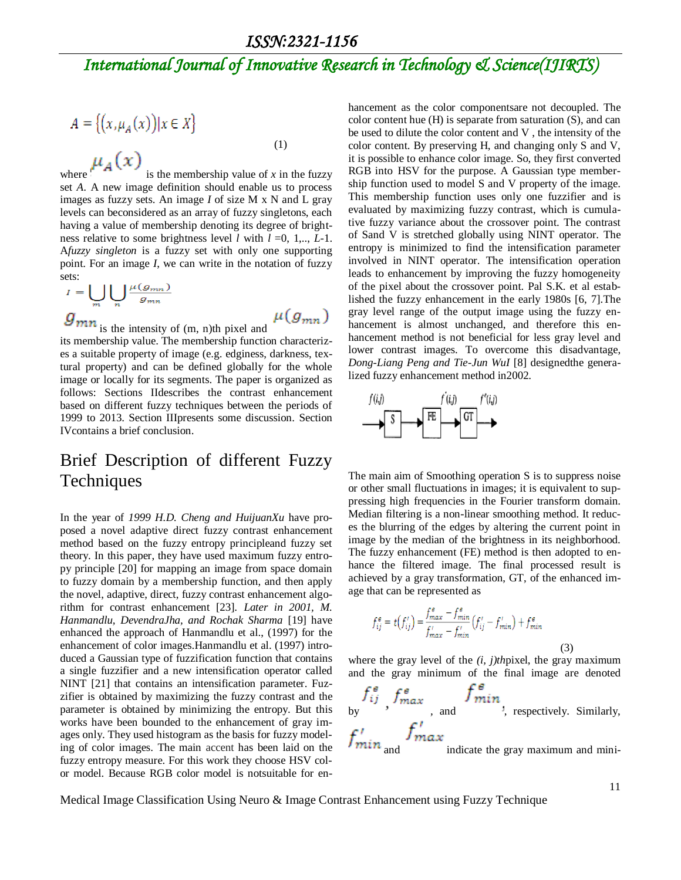$$A = \{(x, \mu_A(x)) | x \in X\} \tag{1}$$

where $\mu_A(x)$ is the membership value of *x* in the fuzzy set *A*. A new image definition should enable us to process images as fuzzy sets. An image *I* of size M x N and L gray levels can beconsidered as an array of fuzzy singletons, each having a value of membership denoting its degree of brightness relative to some brightness level *l* with *l* =0, 1,.., *L*-1. A*fuzzy singleton* is a fuzzy set with only one supporting point. For an image *I*, we can write in the notation of fuzzy sets:

$$I = \bigcup_m \bigcup_n \frac{\mu(g_{mn})}{g_{mn}}$$

$g_{mn}$ is the intensity of (m, n)th pixel and $\mu(g_{mn})$ its membership value. The membership function characterizes a suitable property of image (e.g. edginess, darkness, textural property) and can be defined globally for the whole image or locally for its segments. The paper is organized as follows: Sections IIdescribes the contrast enhancement based on different fuzzy techniques between the periods of 1999 to 2013. Section IIIpresents some discussion. Section IVcontains a brief conclusion.

# Brief Description of different Fuzzy Techniques

In the year of *1999 H.D. Cheng and HuijuanXu* have proposed a novel adaptive direct fuzzy contrast enhancement method based on the fuzzy entropy principleand fuzzy set theory. In this paper, they have used maximum fuzzy entropy principle [20] for mapping an image from space domain to fuzzy domain by a membership function, and then apply the novel, adaptive, direct, fuzzy contrast enhancement algorithm for contrast enhancement [23]. *Later in 2001, M. Hanmandlu, DevendraJha, and Rochak Sharma* [19] have enhanced the approach of Hanmandlu et al., (1997) for the enhancement of color images.Hanmandlu et al. (1997) introduced a Gaussian type of fuzzification function that contains a single fuzzifier and a new intensification operator called NINT [21] that contains an intensification parameter. Fuzzifier is obtained by maximizing the fuzzy contrast and the parameter is obtained by minimizing the entropy. But this works have been bounded to the enhancement of gray images only. They used histogram as the basis for fuzzy modeling of color images. The main accent has been laid on the fuzzy entropy measure. For this work they choose HSV color model. Because RGB color model is notsuitable for enhancement as the color componentsare not decoupled. The color content hue (H) is separate from saturation (S), and can be used to dilute the color content and V , the intensity of the color content. By preserving H, and changing only S and V, it is possible to enhance color image. So, they first converted RGB into HSV for the purpose. A Gaussian type membership function used to model S and V property of the image. This membership function uses only one fuzzifier and is evaluated by maximizing fuzzy contrast, which is cumulative fuzzy variance about the crossover point. The contrast of Sand V is stretched globally using NINT operator. The entropy is minimized to find the intensification parameter involved in NINT operator. The intensification operation leads to enhancement by improving the fuzzy homogeneity of the pixel about the crossover point. Pal S.K. et al established the fuzzy enhancement in the early 1980s [6, 7].The gray level range of the output image using the fuzzy enhancement is almost unchanged, and therefore this enhancement method is not beneficial for less gray level and lower contrast images. To overcome this disadvantage, *Dong-Liang Peng and Tie-Jun WuI* [8] designedthe generalized fuzzy enhancement method in2002.

$f(i,j) \rightarrow$ S $\rightarrow f'(i,j) \rightarrow$ FE $\rightarrow f''(i,j) \rightarrow$ GT $\rightarrow$

The main aim of Smoothing operation S is to suppress noise or other small fluctuations in images; it is equivalent to suppressing high frequencies in the Fourier transform domain. Median filtering is a non-linear smoothing method. It reduces the blurring of the edges by altering the current point in image by the median of the brightness in its neighborhood. The fuzzy enhancement (FE) method is then adopted to enhance the filtered image. The final processed result is achieved by a gray transformation, GT, of the enhanced image that can be represented as

$$f_{ij}^e = t(f_{ij}') = \frac{f_{max}^e - f_{min}^e}{f_{max}' - f_{min}'}(f_{ij}' - f_{min}') + f_{min}^e \tag{3}$$

where the gray level of the *(i, j)th*pixel, the gray maximum and the gray minimum of the final image are denoted by $f_{ij}^e$, $f_{max}^e$, and $f_{min}^e$, respectively. Similarly, $f_{min}'$ and $f_{max}'$ indicate the gray maximum and mini-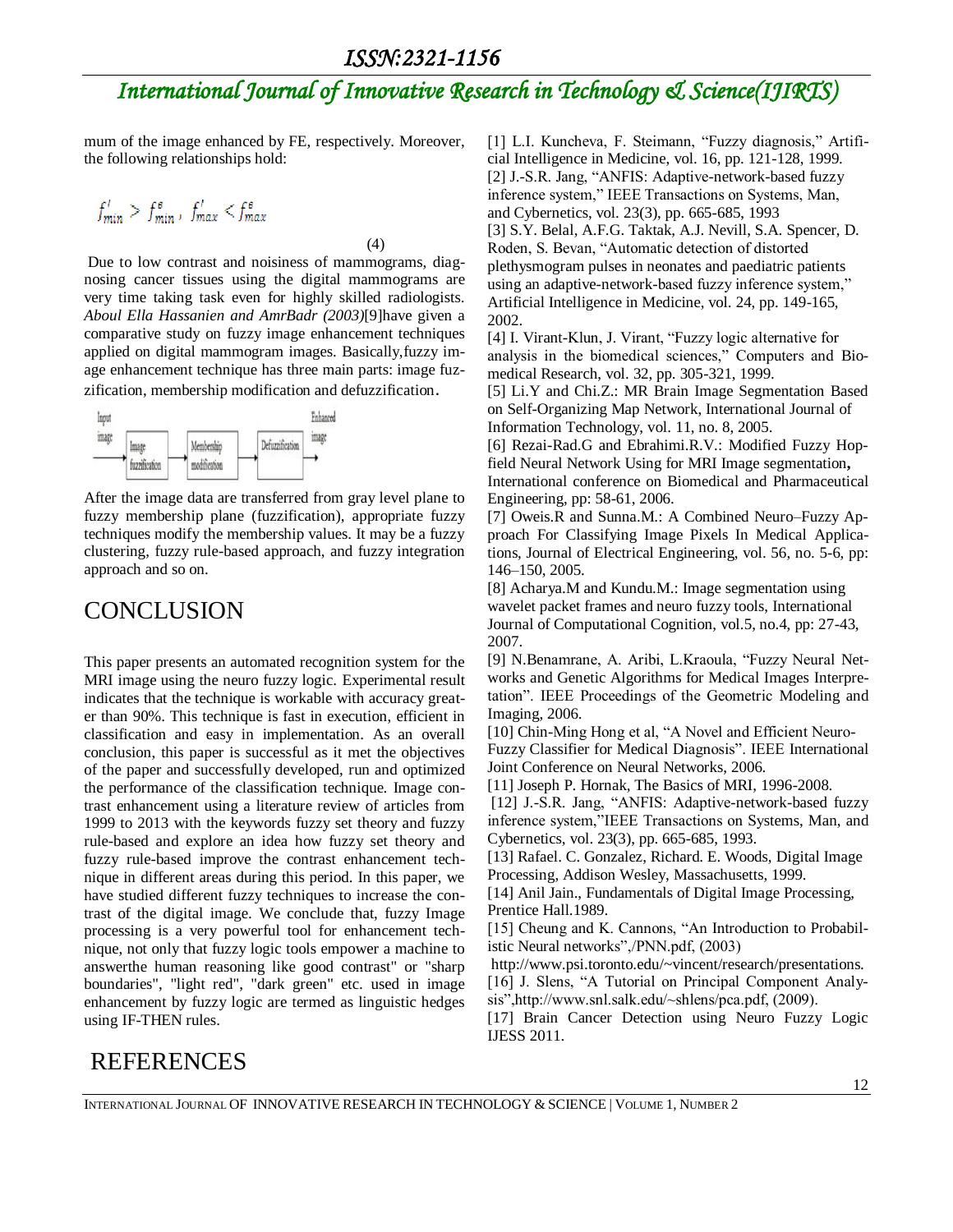mum of the image enhanced by FE, respectively. Moreover, the following relationships hold:

$$f'_{min} > f^{e}_{min}, \; f'_{max} < f^{e}_{max} \tag{4}$$

Due to low contrast and noisiness of mammograms, diagnosing cancer tissues using the digital mammograms are very time taking task even for highly skilled radiologists. *Aboul Ella Hassanien and AmrBadr (2003)*[9]have given a comparative study on fuzzy image enhancement techniques applied on digital mammogram images. Basically,fuzzy image enhancement technique has three main parts: image fuzzification, membership modification and defuzzification.

Input image → Image fuzzification → Membership modification → Defuzzification → Enhanced image

After the image data are transferred from gray level plane to fuzzy membership plane (fuzzification), appropriate fuzzy techniques modify the membership values. It may be a fuzzy clustering, fuzzy rule-based approach, and fuzzy integration approach and so on.

# CONCLUSION

This paper presents an automated recognition system for the MRI image using the neuro fuzzy logic. Experimental result indicates that the technique is workable with accuracy greater than 90%. This technique is fast in execution, efficient in classification and easy in implementation. As an overall conclusion, this paper is successful as it met the objectives of the paper and successfully developed, run and optimized the performance of the classification technique. Image contrast enhancement using a literature review of articles from 1999 to 2013 with the keywords fuzzy set theory and fuzzy rule-based and explore an idea how fuzzy set theory and fuzzy rule-based improve the contrast enhancement technique in different areas during this period. In this paper, we have studied different fuzzy techniques to increase the contrast of the digital image. We conclude that, fuzzy Image processing is a very powerful tool for enhancement technique, not only that fuzzy logic tools empower a machine to answerthe human reasoning like good contrast" or "sharp boundaries", "light red", "dark green" etc. used in image enhancement by fuzzy logic are termed as linguistic hedges using IF-THEN rules.

# REFERENCES

[1] L.I. Kuncheva, F. Steimann, "Fuzzy diagnosis," Artificial Intelligence in Medicine, vol. 16, pp. 121-128, 1999.

[2] J.-S.R. Jang, "ANFIS: Adaptive-network-based fuzzy inference system," IEEE Transactions on Systems, Man, and Cybernetics, vol. 23(3), pp. 665-685, 1993

[3] S.Y. Belal, A.F.G. Taktak, A.J. Nevill, S.A. Spencer, D. Roden, S. Bevan, "Automatic detection of distorted plethysmogram pulses in neonates and paediatric patients using an adaptive-network-based fuzzy inference system," Artificial Intelligence in Medicine, vol. 24, pp. 149-165, 2002.

[4] I. Virant-Klun, J. Virant, "Fuzzy logic alternative for analysis in the biomedical sciences," Computers and Biomedical Research, vol. 32, pp. 305-321, 1999.

[5] Li.Y and Chi.Z.: MR Brain Image Segmentation Based on Self-Organizing Map Network, International Journal of Information Technology, vol. 11, no. 8, 2005.

[6] Rezai-Rad.G and Ebrahimi.R.V.: Modified Fuzzy Hopfield Neural Network Using for MRI Image segmentation**,** International conference on Biomedical and Pharmaceutical Engineering, pp: 58-61, 2006.

[7] Oweis.R and Sunna.M.: A Combined Neuro–Fuzzy Approach For Classifying Image Pixels In Medical Applications, Journal of Electrical Engineering, vol. 56, no. 5-6, pp: 146–150, 2005.

[8] Acharya.M and Kundu.M.: Image segmentation using wavelet packet frames and neuro fuzzy tools, International Journal of Computational Cognition, vol.5, no.4, pp: 27-43, 2007.

[9] N.Benamrane, A. Aribi, L.Kraoula, "Fuzzy Neural Networks and Genetic Algorithms for Medical Images Interpretation". IEEE Proceedings of the Geometric Modeling and Imaging, 2006.

[10] Chin-Ming Hong et al, "A Novel and Efficient Neuro-Fuzzy Classifier for Medical Diagnosis". IEEE International Joint Conference on Neural Networks, 2006.

[11] Joseph P. Hornak, The Basics of MRI, 1996-2008.

[12] J.-S.R. Jang, "ANFIS: Adaptive-network-based fuzzy inference system,"IEEE Transactions on Systems, Man, and Cybernetics, vol. 23(3), pp. 665-685, 1993.

[13] Rafael. C. Gonzalez, Richard. E. Woods, Digital Image Processing, Addison Wesley, Massachusetts, 1999.

[14] Anil Jain., Fundamentals of Digital Image Processing, Prentice Hall.1989.

[15] Cheung and K. Cannons, "An Introduction to Probabilistic Neural networks",/PNN.pdf, (2003) http://www.psi.toronto.edu/~vincent/research/presentations.

[16] J. Slens, "A Tutorial on Principal Component Analysis",http://www.snl.salk.edu/~shlens/pca.pdf, (2009).

[17] Brain Cancer Detection using Neuro Fuzzy Logic IJESS 2011.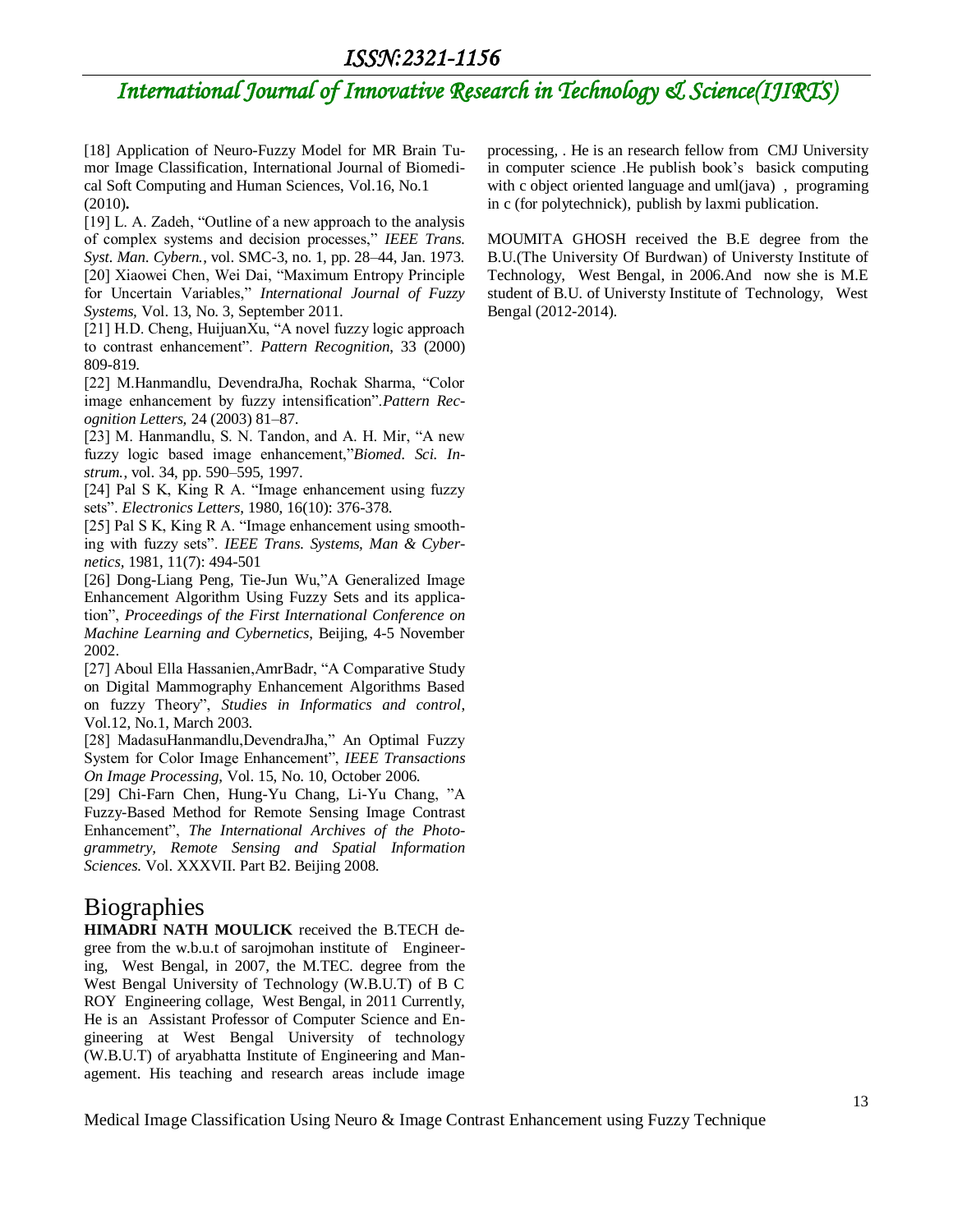[18] Application of Neuro-Fuzzy Model for MR Brain Tumor Image Classification, International Journal of Biomedical Soft Computing and Human Sciences, Vol.16, No.1 (2010)**.**

[19] L. A. Zadeh, "Outline of a new approach to the analysis of complex systems and decision processes," *IEEE Trans. Syst. Man. Cybern.*, vol. SMC-3, no. 1, pp. 28–44, Jan. 1973.

[20] Xiaowei Chen, Wei Dai, "Maximum Entropy Principle for Uncertain Variables," *International Journal of Fuzzy Systems,* Vol. 13, No. 3, September 2011.

[21] H.D. Cheng, HuijuanXu, "A novel fuzzy logic approach to contrast enhancement". *Pattern Recognition,* 33 (2000) 809-819.

[22] M.Hanmandlu, DevendraJha, Rochak Sharma, "Color image enhancement by fuzzy intensification".*Pattern Recognition Letters,* 24 (2003) 81–87.

[23] M. Hanmandlu, S. N. Tandon, and A. H. Mir, "A new fuzzy logic based image enhancement,"*Biomed. Sci. Instrum.*, vol. 34, pp. 590–595, 1997.

[24] Pal S K, King R A. "Image enhancement using fuzzy sets". *Electronics Letters,* 1980, 16(10): 376-378.

[25] Pal S K, King R A. "Image enhancement using smoothing with fuzzy sets". *IEEE Trans. Systems, Man & Cybernetics,* 1981, 11(7): 494-501

[26] Dong-Liang Peng, Tie-Jun Wu,"A Generalized Image Enhancement Algorithm Using Fuzzy Sets and its application", *Proceedings of the First International Conference on Machine Learning and Cybernetics,* Beijing, 4-5 November 2002.

[27] Aboul Ella Hassanien,AmrBadr, "A Comparative Study on Digital Mammography Enhancement Algorithms Based on fuzzy Theory", *Studies in Informatics and control,* Vol.12, No.1, March 2003.

[28] MadasuHanmandlu,DevendraJha," An Optimal Fuzzy System for Color Image Enhancement", *IEEE Transactions On Image Processing,* Vol. 15, No. 10, October 2006.

[29] Chi-Farn Chen, Hung-Yu Chang, Li-Yu Chang, "A Fuzzy-Based Method for Remote Sensing Image Contrast Enhancement", *The International Archives of the Photogrammetry, Remote Sensing and Spatial Information Sciences.* Vol. XXXVII. Part B2. Beijing 2008.

# Biographies

**HIMADRI NATH MOULICK** received the B.TECH degree from the w.b.u.t of sarojmohan institute of Engineering, West Bengal, in 2007, the M.TEC. degree from the West Bengal University of Technology (W.B.U.T) of B C ROY Engineering collage, West Bengal, in 2011 Currently, He is an Assistant Professor of Computer Science and Engineering at West Bengal University of technology (W.B.U.T) of aryabhatta Institute of Engineering and Management. His teaching and research areas include image processing, . He is an research fellow from CMJ University in computer science .He publish book's basick computing with c object oriented language and uml(java) , programing in c (for polytechnick), publish by laxmi publication.

MOUMITA GHOSH received the B.E degree from the B.U.(The University Of Burdwan) of Universty Institute of Technology, West Bengal, in 2006.And now she is M.E student of B.U. of Universty Institute of Technology, West Bengal (2012-2014).